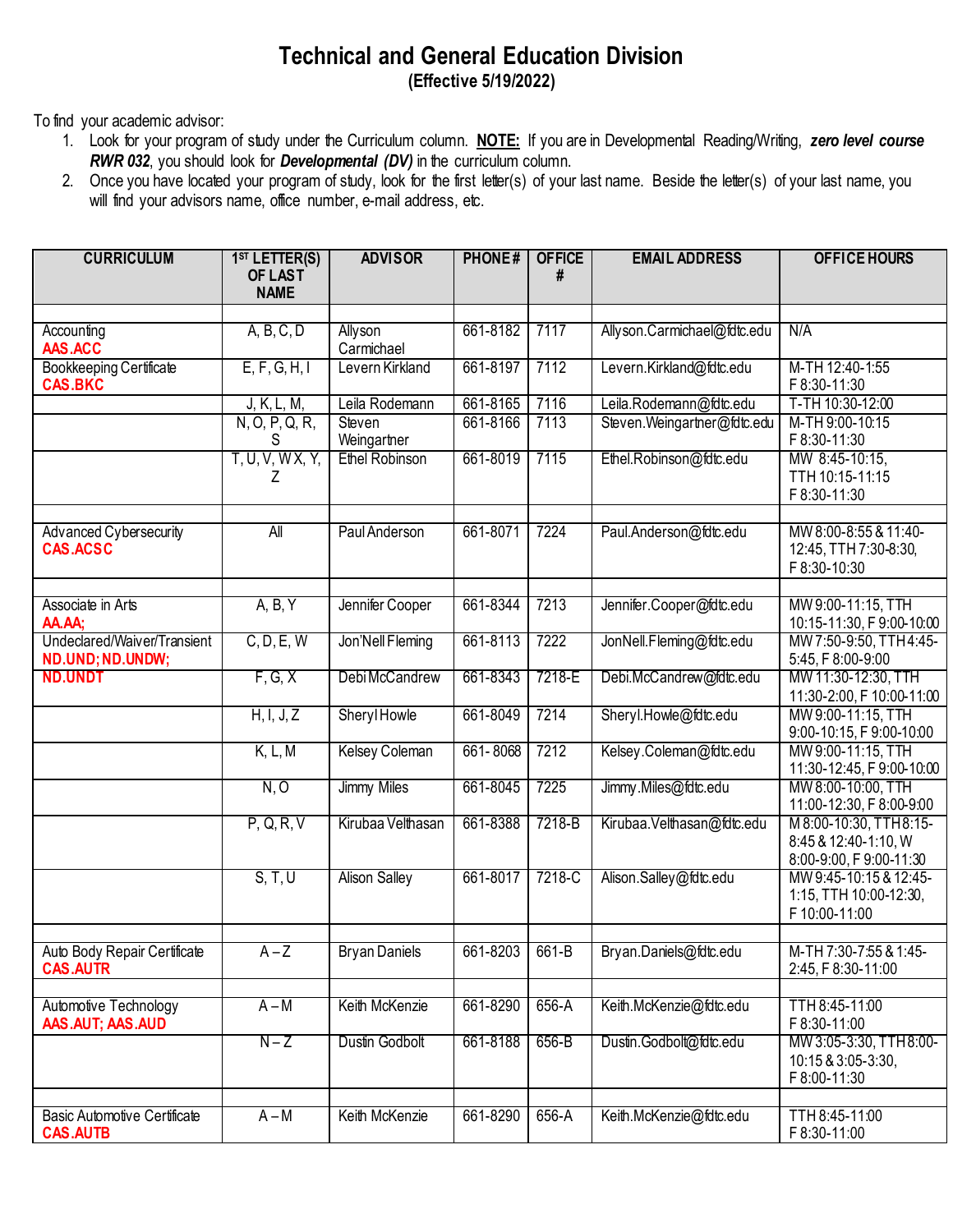# Technical and General Education Division

**(Effective 5/19/2022)**

To find your academic advisor:

1. Look for your program of study under the Curriculum column. **NOTE:** If you are in Developmental Reading/Writing, ***zero level course RWR 032***, you should look for ***Developmental (DV)*** in the curriculum column.
2. Once you have located your program of study, look for the first letter(s) of your last name. Beside the letter(s) of your last name, you will find your advisors name, office number, e-mail address, etc.

| CURRICULUM | 1ST LETTER(S) OF LAST NAME | ADVISOR | PHONE # | OFFICE # | EMAIL ADDRESS | OFFICE HOURS |
|---|---|---|---|---|---|---|
| | | | | | | |
| Accounting **AAS.ACC** | A, B, C, D | Allyson Carmichael | 661-8182 | 7117 | Allyson.Carmichael@fdtc.edu | N/A |
| Bookkeeping Certificate **CAS.BKC** | E, F, G, H, I | Levern Kirkland | 661-8197 | 7112 | Levern.Kirkland@fdtc.edu | M-TH 12:40-1:55 F 8:30-11:30 |
| | J, K, L, M, | Leila Rodemann | 661-8165 | 7116 | Leila.Rodemann@fdtc.edu | T-TH 10:30-12:00 |
| | N, O, P, Q, R, S | Steven Weingartner | 661-8166 | 7113 | Steven.Weingartner@fdtc.edu | M-TH 9:00-10:15 F 8:30-11:30 |
| | T, U, V, W X, Y, Z | Ethel Robinson | 661-8019 | 7115 | Ethel.Robinson@fdtc.edu | MW 8:45-10:15, TTH 10:15-11:15 F 8:30-11:30 |
| | | | | | | |
| Advanced Cybersecurity **CAS.ACSC** | All | Paul Anderson | 661-8071 | 7224 | Paul.Anderson@fdtc.edu | MW 8:00-8:55 & 11:40-12:45, TTH 7:30-8:30, F 8:30-10:30 |
| | | | | | | |
| Associate in Arts **AA.AA;** | A, B, Y | Jennifer Cooper | 661-8344 | 7213 | Jennifer.Cooper@fdtc.edu | MW 9:00-11:15, TTH 10:15-11:30, F 9:00-10:00 |
| Undeclared/Waiver/Transient **ND.UND; ND.UNDW;** | C, D, E, W | Jon'Nell Fleming | 661-8113 | 7222 | JonNell.Fleming@fdtc.edu | MW 7:50-9:50, TTH 4:45-5:45, F 8:00-9:00 |
| **ND.UNDT** | F, G, X | Debi McCandrew | 661-8343 | 7218-E | Debi.McCandrew@fdtc.edu | MW 11:30-12:30, TTH 11:30-2:00, F 10:00-11:00 |
| | H, I, J, Z | Sheryl Howle | 661-8049 | 7214 | Sheryl.Howle@fdtc.edu | MW 9:00-11:15, TTH 9:00-10:15, F 9:00-10:00 |
| | K, L, M | Kelsey Coleman | 661- 8068 | 7212 | Kelsey.Coleman@fdtc.edu | MW 9:00-11:15, TTH 11:30-12:45, F 9:00-10:00 |
| | N, O | Jimmy Miles | 661-8045 | 7225 | Jimmy.Miles@fdtc.edu | MW 8:00-10:00, TTH 11:00-12:30, F 8:00-9:00 |
| | P, Q, R, V | Kirubaa Velthasan | 661-8388 | 7218-B | Kirubaa.Velthasan@fdtc.edu | M 8:00-10:30, TTH 8:15-8:45 & 12:40-1:10, W 8:00-9:00, F 9:00-11:30 |
| | S, T, U | Alison Salley | 661-8017 | 7218-C | Alison.Salley@fdtc.edu | MW 9:45-10:15 & 12:45-1:15, TTH 10:00-12:30, F 10:00-11:00 |
| | | | | | | |
| Auto Body Repair Certificate **CAS.AUTR** | A – Z | Bryan Daniels | 661-8203 | 661-B | Bryan.Daniels@fdtc.edu | M-TH 7:30-7:55 & 1:45-2:45, F 8:30-11:00 |
| | | | | | | |
| Automotive Technology **AAS.AUT; AAS.AUD** | A – M | Keith McKenzie | 661-8290 | 656-A | Keith.McKenzie@fdtc.edu | TTH 8:45-11:00 F 8:30-11:00 |
| | N – Z | Dustin Godbolt | 661-8188 | 656-B | Dustin.Godbolt@fdtc.edu | MW 3:05-3:30, TTH 8:00-10:15 & 3:05-3:30, F 8:00-11:30 |
| | | | | | | |
| Basic Automotive Certificate **CAS.AUTB** | A – M | Keith McKenzie | 661-8290 | 656-A | Keith.McKenzie@fdtc.edu | TTH 8:45-11:00 F 8:30-11:00 |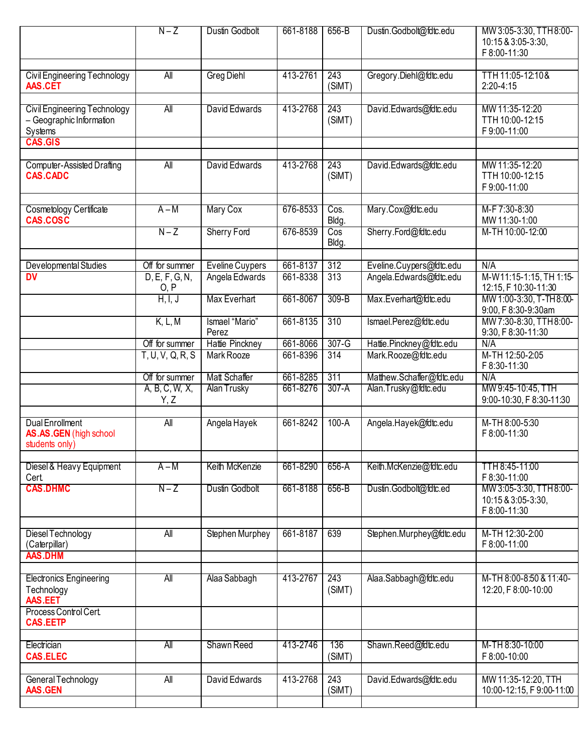| | | | | | | |
|---|---|---|---|---|---|---|
| | N – Z | Dustin Godbolt | 661-8188 | 656-B | Dustin.Godbolt@fdtc.edu | MW 3:05-3:30, TTH 8:00-10:15 & 3:05-3:30, F 8:00-11:30 |
| | | | | | | |
| Civil Engineering Technology **AAS.CET** | All | Greg Diehl | 413-2761 | 243 (SiMT) | Gregory.Diehl@fdtc.edu | TTH 11:05-12:10 & 2:20-4:15 |
| | | | | | | |
| Civil Engineering Technology – Geographic Information Systems **CAS.GIS** | All | David Edwards | 413-2768 | 243 (SiMT) | David.Edwards@fdtc.edu | MW 11:35-12:20 TTH 10:00-12:15 F 9:00-11:00 |
| | | | | | | |
| Computer-Assisted Drafting **CAS.CADC** | All | David Edwards | 413-2768 | 243 (SiMT) | David.Edwards@fdtc.edu | MW 11:35-12:20 TTH 10:00-12:15 F 9:00-11:00 |
| | | | | | | |
| Cosmetology Certificate **CAS.COSC** | A – M | Mary Cox | 676-8533 | Cos. Bldg. | Mary.Cox@fdtc.edu | M-F 7:30-8:30 MW 11:30-1:00 |
| | N – Z | Sherry Ford | 676-8539 | Cos Bldg. | Sherry.Ford@fdtc.edu | M-TH 10:00-12:00 |
| | | | | | | |
| Developmental Studies **DV** | Off for summer | Eveline Cuypers | 661-8137 | 312 | Eveline.Cuypers@fdtc.edu | N/A |
| | D, E, F, G, N, O, P | Angela Edwards | 661-8338 | 313 | Angela.Edwards@fdtc.edu | M-W 11:15-1:15, TH 1:15-12:15, F 10:30-11:30 |
| | H, I, J | Max Everhart | 661-8067 | 309-B | Max.Everhart@fdtc.edu | MW 1:00-3:30, T-TH 8:00-9:00, F 8:30-9:30am |
| | K, L, M | Ismael "Mario" Perez | 661-8135 | 310 | Ismael.Perez@fdtc.edu | MW 7:30-8:30, TTH 8:00-9:30, F 8:30-11:30 |
| | Off for summer | Hattie Pinckney | 661-8066 | 307-G | Hattie.Pinckney@fdtc.edu | N/A |
| | T, U, V, Q, R, S | Mark Rooze | 661-8396 | 314 | Mark.Rooze@fdtc.edu | M-TH 12:50-2:05 F 8:30-11:30 |
| | Off for summer | Matt Schaffer | 661-8285 | 311 | Matthew.Schaffer@fdtc.edu | N/A |
| | A, B, C, W, X, Y, Z | Alan Trusky | 661-8276 | 307-A | Alan.Trusky@fdtc.edu | MW 9:45-10:45, TTH 9:00-10:30, F 8:30-11:30 |
| | | | | | | |
| Dual Enrollment **AS.AS.GEN** (high school students only) | All | Angela Hayek | 661-8242 | 100-A | Angela.Hayek@fdtc.edu | M-TH 8:00-5:30 F 8:00-11:30 |
| | | | | | | |
| Diesel & Heavy Equipment Cert. **CAS.DHMC** | A – M | Keith McKenzie | 661-8290 | 656-A | Keith.McKenzie@fdtc.edu | TTH 8:45-11:00 F 8:30-11:00 |
| | N – Z | Dustin Godbolt | 661-8188 | 656-B | Dustin.Godbolt@fdtc.ed | MW 3:05-3:30, TTH 8:00-10:15 & 3:05-3:30, F 8:00-11:30 |
| | | | | | | |
| Diesel Technology (Caterpillar) **AAS.DHM** | All | Stephen Murphey | 661-8187 | 639 | Stephen.Murphey@fdtc.edu | M-TH 12:30-2:00 F 8:00-11:00 |
| | | | | | | |
| Electronics Engineering Technology **AAS.EET** | All | Alaa Sabbagh | 413-2767 | 243 (SiMT) | Alaa.Sabbagh@fdtc.edu | M-TH 8:00-8:50 & 11:40-12:20, F 8:00-10:00 |
| Process Control Cert. **CAS.EETP** | | | | | | |
| | | | | | | |
| Electrician **CAS.ELEC** | All | Shawn Reed | 413-2746 | 136 (SiMT) | Shawn.Reed@fdtc.edu | M-TH 8:30-10:00 F 8:00-10:00 |
| | | | | | | |
| General Technology **AAS.GEN** | All | David Edwards | 413-2768 | 243 (SiMT) | David.Edwards@fdtc.edu | MW 11:35-12:20, TTH 10:00-12:15, F 9:00-11:00 |
| | | | | | | |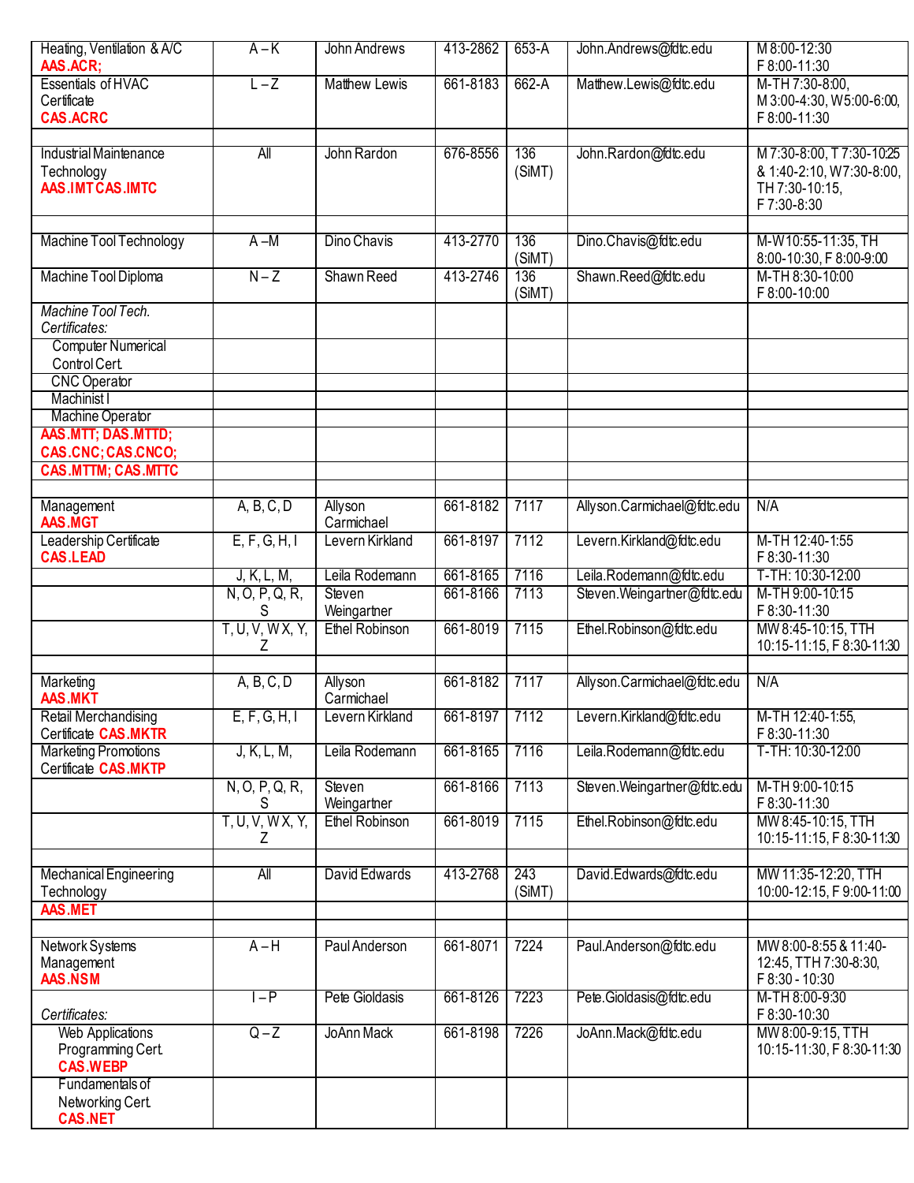| Program | Students | Advisor | Phone | Office | Email | Office Hours |
|---|---|---|---|---|---|---|
| Heating, Ventilation & A/C **AAS.ACR;** | A – K | John Andrews | 413-2862 | 653-A | John.Andrews@fdtc.edu | M 8:00-12:30 F 8:00-11:30 |
| Essentials of HVAC Certificate **CAS.ACRC** | L – Z | Matthew Lewis | 661-8183 | 662-A | Matthew.Lewis@fdtc.edu | M-TH 7:30-8:00, M 3:00-4:30, W5:00-6:00, F 8:00-11:30 |
| | | | | | | |
| Industrial Maintenance Technology **AAS.IMT CAS.IMTC** | All | John Rardon | 676-8556 | 136 (SiMT) | John.Rardon@fdtc.edu | M 7:30-8:00, T 7:30-10:25 & 1:40-2:10, W7:30-8:00, TH 7:30-10:15, F 7:30-8:30 |
| | | | | | | |
| Machine Tool Technology | A –M | Dino Chavis | 413-2770 | 136 (SiMT) | Dino.Chavis@fdtc.edu | M-W10:55-11:35, TH 8:00-10:30, F 8:00-9:00 |
| Machine Tool Diploma | N – Z | Shawn Reed | 413-2746 | 136 (SiMT) | Shawn.Reed@fdtc.edu | M-TH 8:30-10:00 F 8:00-10:00 |
| *Machine Tool Tech. Certificates:* | | | | | | |
| Computer Numerical Control Cert. | | | | | | |
| CNC Operator | | | | | | |
| Machinist I | | | | | | |
| Machine Operator | | | | | | |
| **AAS.MTT; DAS.MTTD;** | | | | | | |
| **CAS.CNC; CAS.CNCO;** | | | | | | |
| **CAS.MTTM; CAS.MTTC** | | | | | | |
| | | | | | | |
| Management **AAS.MGT** | A, B, C, D | Allyson Carmichael | 661-8182 | 7117 | Allyson.Carmichael@fdtc.edu | N/A |
| Leadership Certificate **CAS.LEAD** | E, F, G, H, I | Levern Kirkland | 661-8197 | 7112 | Levern.Kirkland@fdtc.edu | M-TH 12:40-1:55 F 8:30-11:30 |
| | J, K, L, M, | Leila Rodemann | 661-8165 | 7116 | Leila.Rodemann@fdtc.edu | T-TH: 10:30-12:00 |
| | N, O, P, Q, R, S | Steven Weingartner | 661-8166 | 7113 | Steven.Weingartner@fdtc.edu | M-TH 9:00-10:15 F 8:30-11:30 |
| | T, U, V, W X, Y, Z | Ethel Robinson | 661-8019 | 7115 | Ethel.Robinson@fdtc.edu | MW 8:45-10:15, TTH 10:15-11:15, F 8:30-11:30 |
| | | | | | | |
| Marketing **AAS.MKT** | A, B, C, D | Allyson Carmichael | 661-8182 | 7117 | Allyson.Carmichael@fdtc.edu | N/A |
| Retail Merchandising Certificate **CAS.MKTR** | E, F, G, H, I | Levern Kirkland | 661-8197 | 7112 | Levern.Kirkland@fdtc.edu | M-TH 12:40-1:55, F 8:30-11:30 |
| Marketing Promotions Certificate **CAS.MKTP** | J, K, L, M, | Leila Rodemann | 661-8165 | 7116 | Leila.Rodemann@fdtc.edu | T-TH: 10:30-12:00 |
| | N, O, P, Q, R, S | Steven Weingartner | 661-8166 | 7113 | Steven.Weingartner@fdtc.edu | M-TH 9:00-10:15 F 8:30-11:30 |
| | T, U, V, W X, Y, Z | Ethel Robinson | 661-8019 | 7115 | Ethel.Robinson@fdtc.edu | MW 8:45-10:15, TTH 10:15-11:15, F 8:30-11:30 |
| | | | | | | |
| Mechanical Engineering Technology | All | David Edwards | 413-2768 | 243 (SiMT) | David.Edwards@fdtc.edu | MW 11:35-12:20, TTH 10:00-12:15, F 9:00-11:00 |
| **AAS.MET** | | | | | | |
| | | | | | | |
| Network Systems Management **AAS.NSM** | A – H | Paul Anderson | 661-8071 | 7224 | Paul.Anderson@fdtc.edu | MW 8:00-8:55 & 11:40-12:45, TTH 7:30-8:30, F 8:30 - 10:30 |
| *Certificates:* | I – P | Pete Gioldasis | 661-8126 | 7223 | Pete.Gioldasis@fdtc.edu | M-TH 8:00-9:30 F 8:30-10:30 |
| Web Applications Programming Cert. **CAS.WEBP** | Q – Z | JoAnn Mack | 661-8198 | 7226 | JoAnn.Mack@fdtc.edu | MW 8:00-9:15, TTH 10:15-11:30, F 8:30-11:30 |
| Fundamentals of Networking Cert. **CAS.NET** | | | | | | |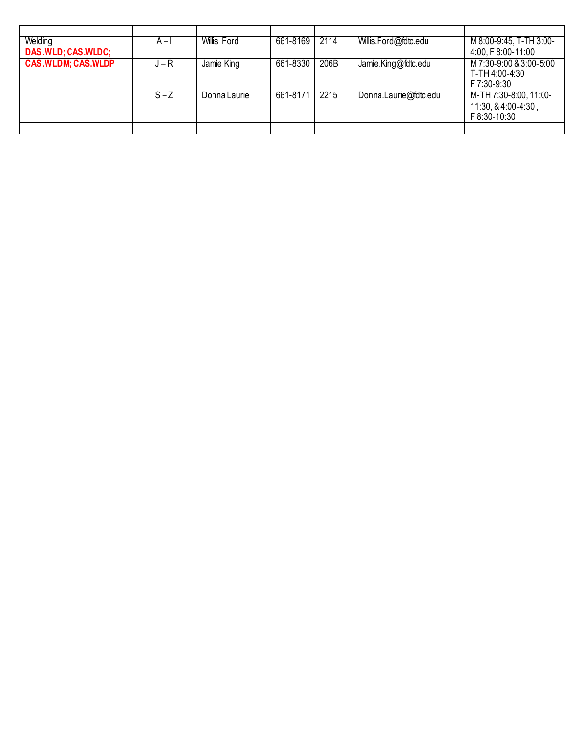| | | | | | | |
|---|---|---|---|---|---|---|
| | | | | | | |
| Welding **DAS.WLD; CAS.WLDC; CAS.WLDM; CAS.WLDP** | A – I | Willis Ford | 661-8169 | 2114 | Willis.Ford@fdtc.edu | M 8:00-9:45, T-TH 3:00-4:00, F 8:00-11:00 |
| | J – R | Jamie King | 661-8330 | 206B | Jamie.King@fdtc.edu | M 7:30-9:00 & 3:00-5:00 T-TH 4:00-4:30 F 7:30-9:30 |
| | S – Z | Donna Laurie | 661-8171 | 2215 | Donna.Laurie@fdtc.edu | M-TH 7:30-8:00, 11:00-11:30, & 4:00-4:30 , F 8:30-10:30 |
| | | | | | | |